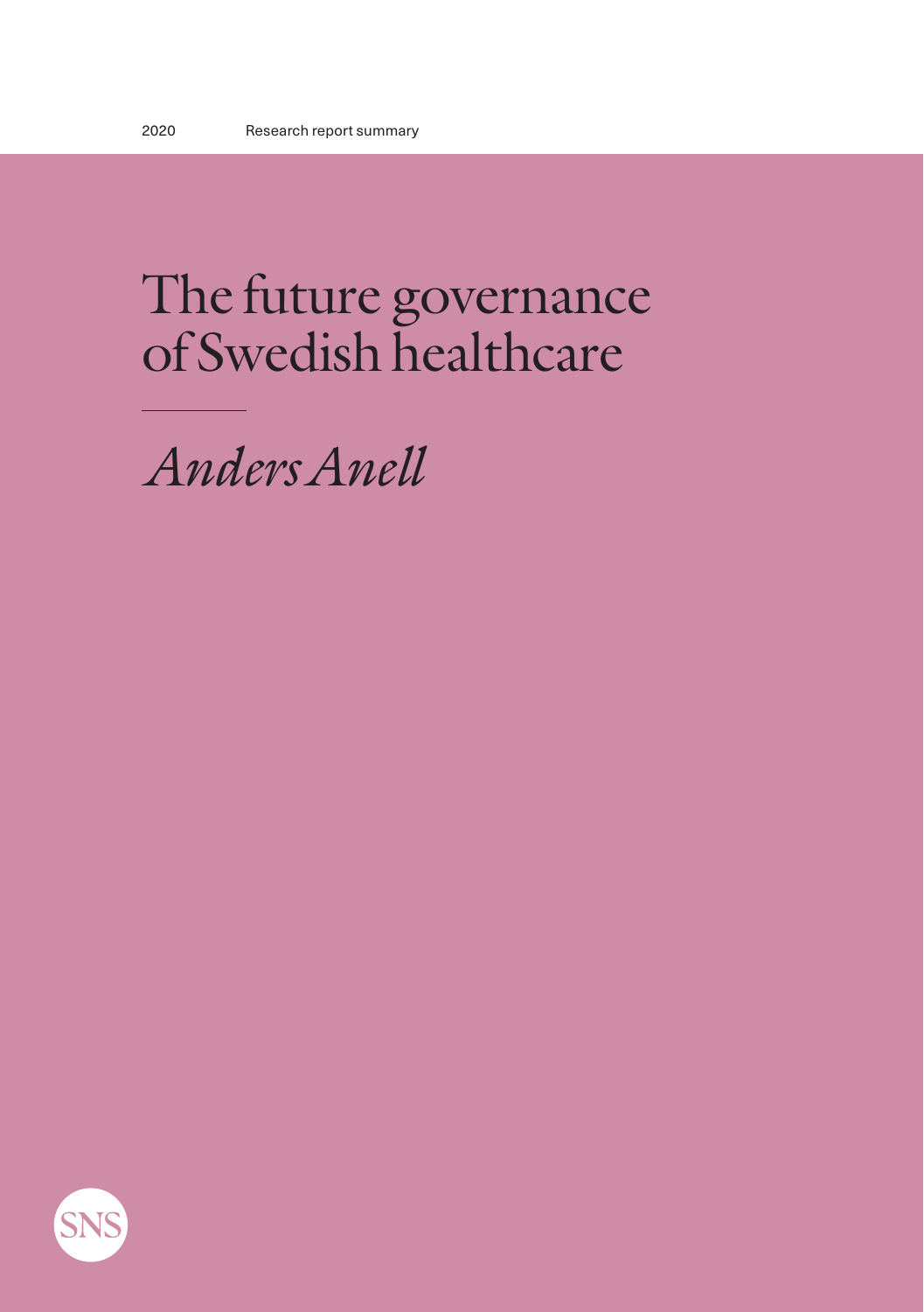2020 Research report summary

# The future governance of Swedish healthcare

*Anders Anell*

SNS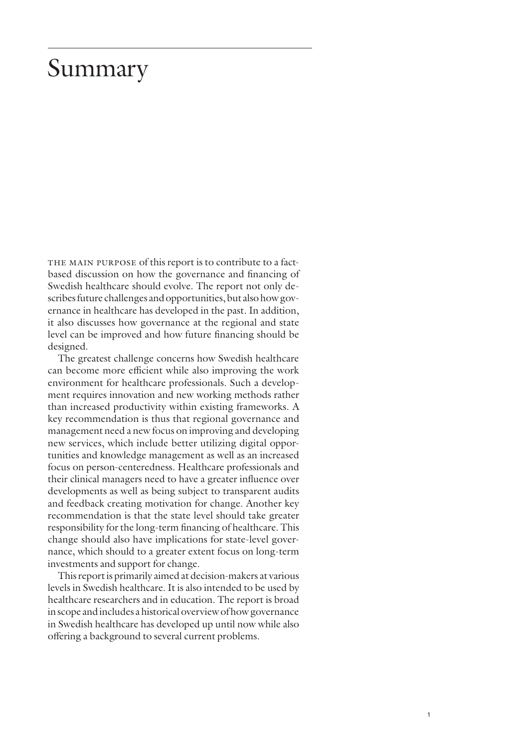# Summary

THE MAIN PURPOSE of this report is to contribute to a fact-based discussion on how the governance and financing of Swedish healthcare should evolve. The report not only describes future challenges and opportunities, but also how governance in healthcare has developed in the past. In addition, it also discusses how governance at the regional and state level can be improved and how future financing should be designed.

The greatest challenge concerns how Swedish healthcare can become more efficient while also improving the work environment for healthcare professionals. Such a development requires innovation and new working methods rather than increased productivity within existing frameworks. A key recommendation is thus that regional governance and management need a new focus on improving and developing new services, which include better utilizing digital opportunities and knowledge management as well as an increased focus on person-centeredness. Healthcare professionals and their clinical managers need to have a greater influence over developments as well as being subject to transparent audits and feedback creating motivation for change. Another key recommendation is that the state level should take greater responsibility for the long-term financing of healthcare. This change should also have implications for state-level governance, which should to a greater extent focus on long-term investments and support for change.

This report is primarily aimed at decision-makers at various levels in Swedish healthcare. It is also intended to be used by healthcare researchers and in education. The report is broad in scope and includes a historical overview of how governance in Swedish healthcare has developed up until now while also offering a background to several current problems.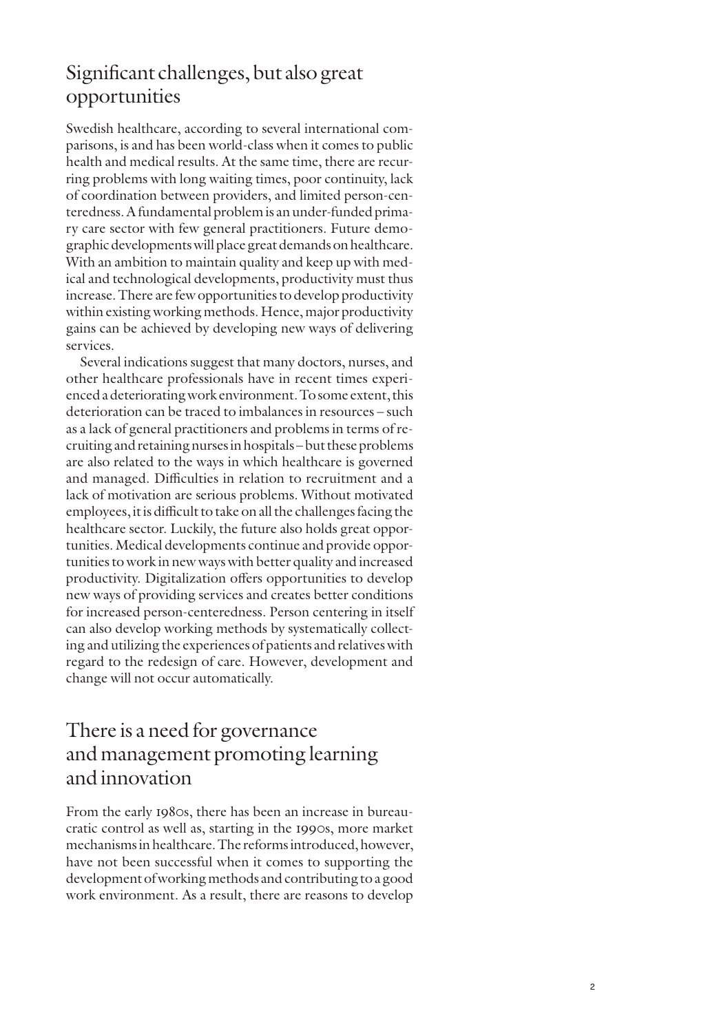## Significant challenges, but also great opportunities

Swedish healthcare, according to several international comparisons, is and has been world-class when it comes to public health and medical results. At the same time, there are recurring problems with long waiting times, poor continuity, lack of coordination between providers, and limited person-centeredness. A fundamental problem is an under-funded primary care sector with few general practitioners. Future demographic developments will place great demands on healthcare. With an ambition to maintain quality and keep up with medical and technological developments, productivity must thus increase. There are few opportunities to develop productivity within existing working methods. Hence, major productivity gains can be achieved by developing new ways of delivering services.

Several indications suggest that many doctors, nurses, and other healthcare professionals have in recent times experienced a deteriorating work environment. To some extent, this deterioration can be traced to imbalances in resources – such as a lack of general practitioners and problems in terms of recruiting and retaining nurses in hospitals – but these problems are also related to the ways in which healthcare is governed and managed. Difficulties in relation to recruitment and a lack of motivation are serious problems. Without motivated employees, it is difficult to take on all the challenges facing the healthcare sector. Luckily, the future also holds great opportunities. Medical developments continue and provide opportunities to work in new ways with better quality and increased productivity. Digitalization offers opportunities to develop new ways of providing services and creates better conditions for increased person-centeredness. Person centering in itself can also develop working methods by systematically collecting and utilizing the experiences of patients and relatives with regard to the redesign of care. However, development and change will not occur automatically.

## There is a need for governance and management promoting learning and innovation

From the early 1980s, there has been an increase in bureaucratic control as well as, starting in the 1990s, more market mechanisms in healthcare. The reforms introduced, however, have not been successful when it comes to supporting the development of working methods and contributing to a good work environment. As a result, there are reasons to develop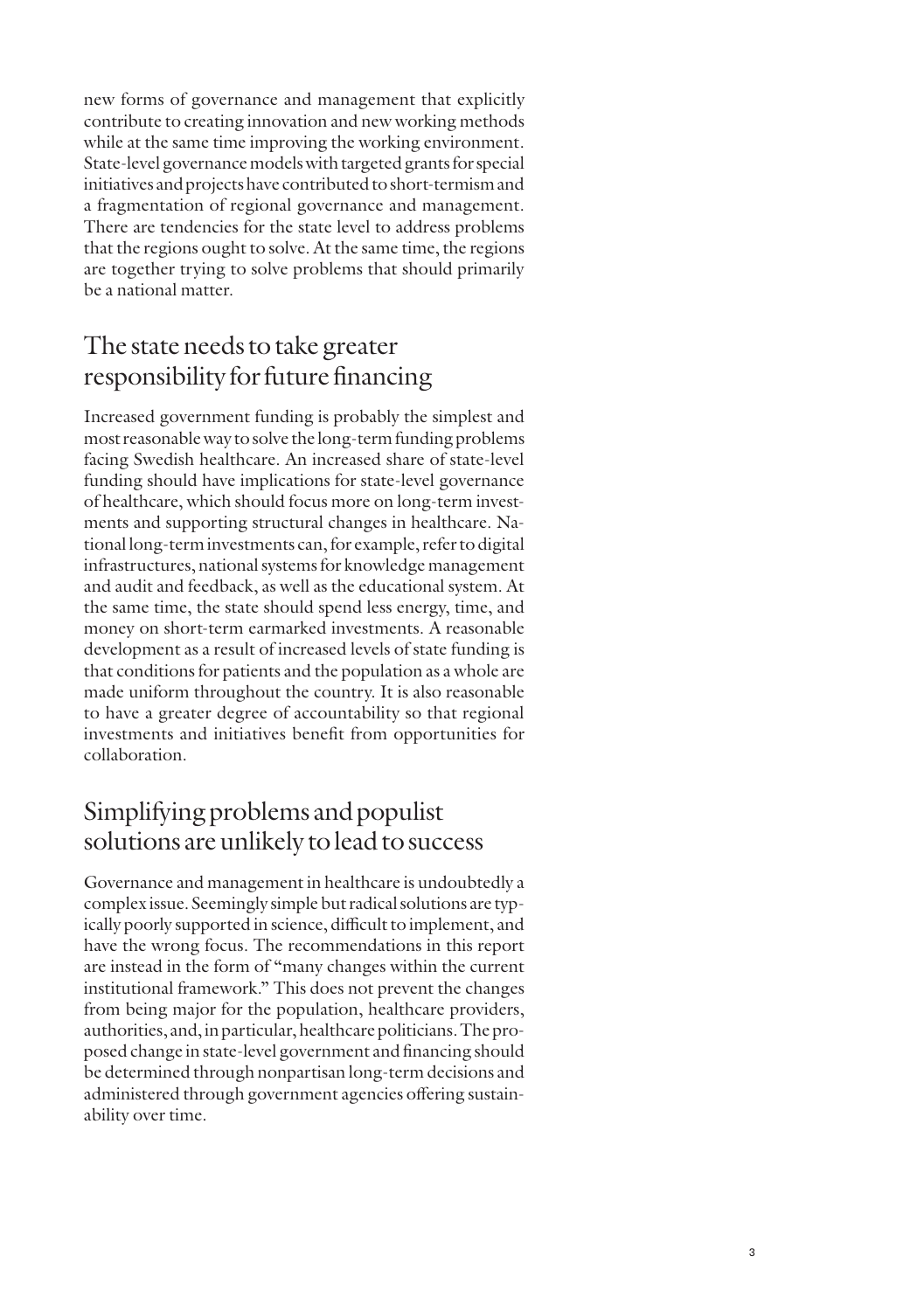new forms of governance and management that explicitly contribute to creating innovation and new working methods while at the same time improving the working environment. State-level governance models with targeted grants for special initiatives and projects have contributed to short-termism and a fragmentation of regional governance and management. There are tendencies for the state level to address problems that the regions ought to solve. At the same time, the regions are together trying to solve problems that should primarily be a national matter.

## The state needs to take greater responsibility for future financing

Increased government funding is probably the simplest and most reasonable way to solve the long-term funding problems facing Swedish healthcare. An increased share of state-level funding should have implications for state-level governance of healthcare, which should focus more on long-term investments and supporting structural changes in healthcare. National long-term investments can, for example, refer to digital infrastructures, national systems for knowledge management and audit and feedback, as well as the educational system. At the same time, the state should spend less energy, time, and money on short-term earmarked investments. A reasonable development as a result of increased levels of state funding is that conditions for patients and the population as a whole are made uniform throughout the country. It is also reasonable to have a greater degree of accountability so that regional investments and initiatives benefit from opportunities for collaboration.

## Simplifying problems and populist solutions are unlikely to lead to success

Governance and management in healthcare is undoubtedly a complex issue. Seemingly simple but radical solutions are typically poorly supported in science, difficult to implement, and have the wrong focus. The recommendations in this report are instead in the form of "many changes within the current institutional framework." This does not prevent the changes from being major for the population, healthcare providers, authorities, and, in particular, healthcare politicians. The proposed change in state-level government and financing should be determined through nonpartisan long-term decisions and administered through government agencies offering sustainability over time.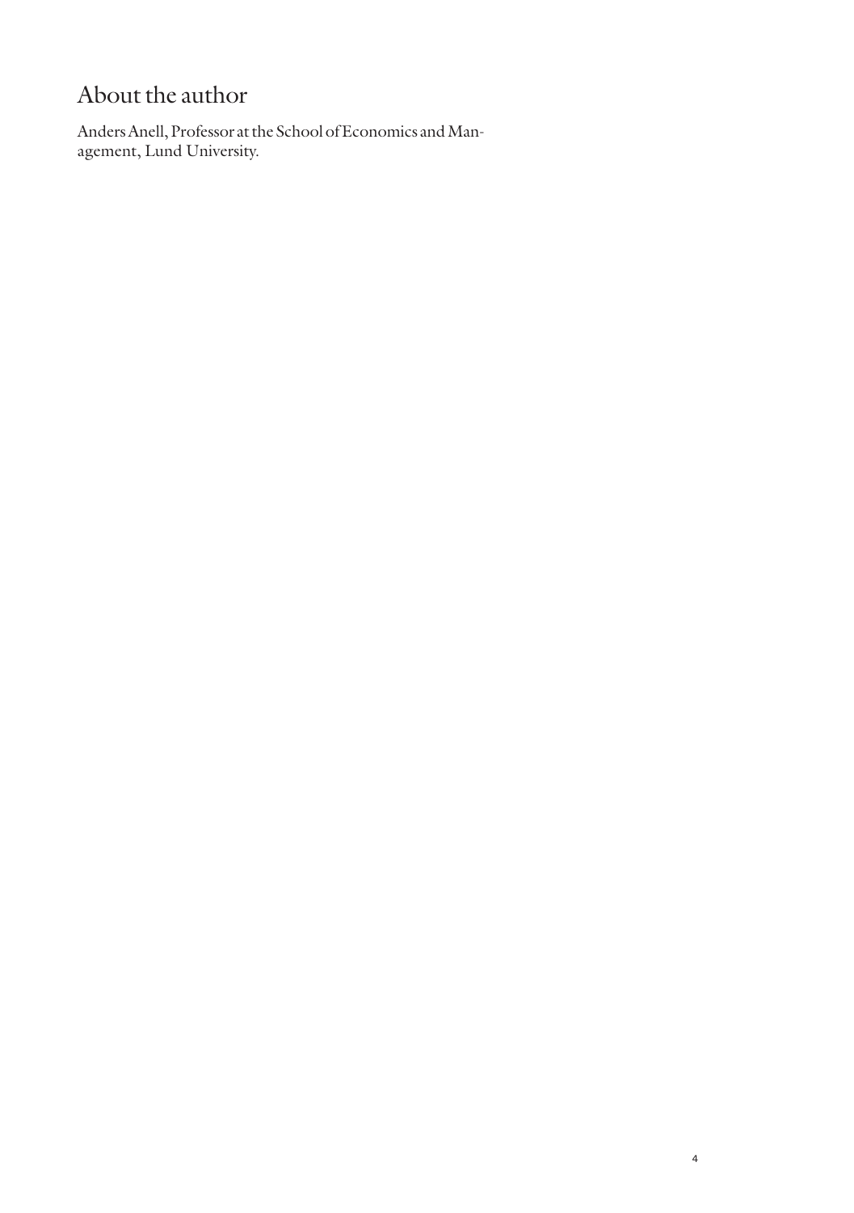# About the author

Anders Anell, Professor at the School of Economics and Management, Lund University.